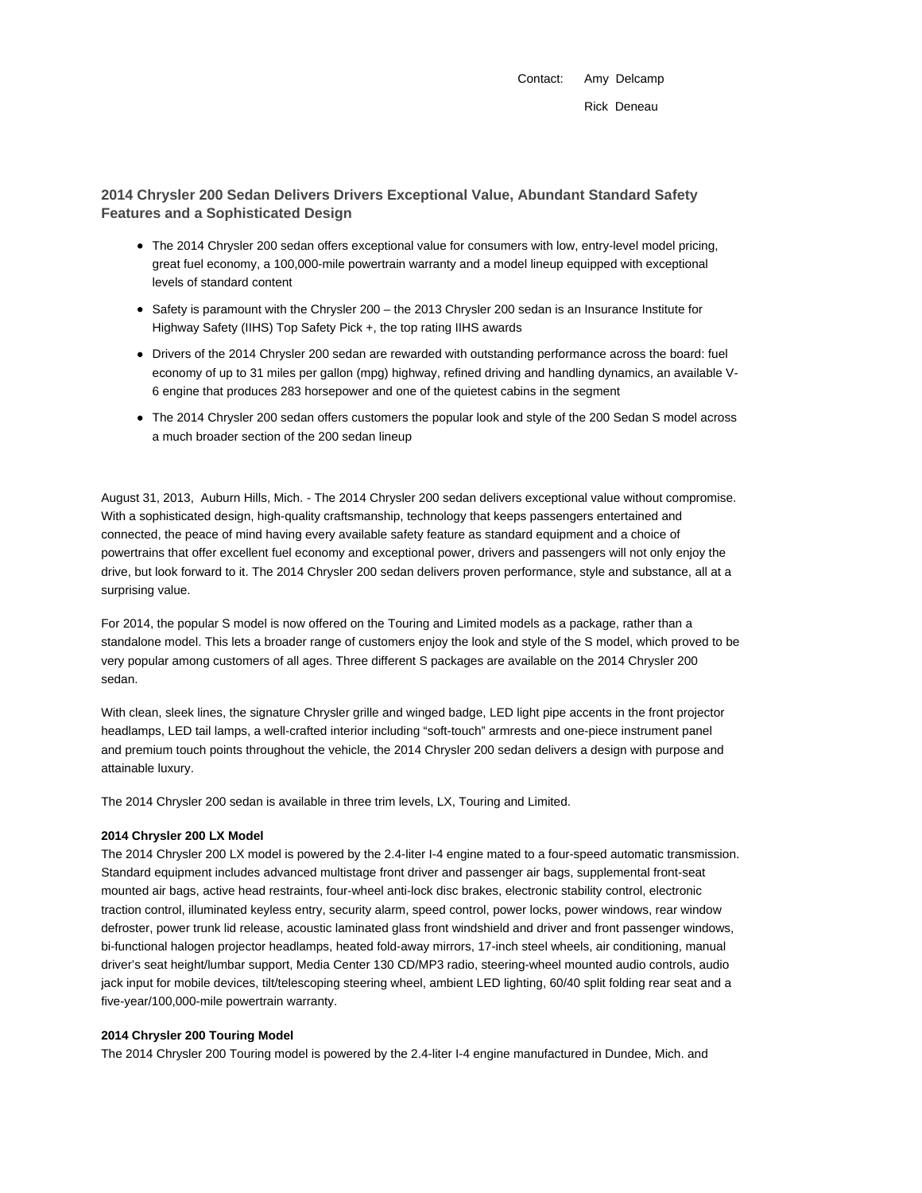Contact: Amy Delcamp
Rick Deneau

## 2014 Chrysler 200 Sedan Delivers Drivers Exceptional Value, Abundant Standard Safety Features and a Sophisticated Design

- The 2014 Chrysler 200 sedan offers exceptional value for consumers with low, entry-level model pricing, great fuel economy, a 100,000-mile powertrain warranty and a model lineup equipped with exceptional levels of standard content
- Safety is paramount with the Chrysler 200 – the 2013 Chrysler 200 sedan is an Insurance Institute for Highway Safety (IIHS) Top Safety Pick +, the top rating IIHS awards
- Drivers of the 2014 Chrysler 200 sedan are rewarded with outstanding performance across the board: fuel economy of up to 31 miles per gallon (mpg) highway, refined driving and handling dynamics, an available V-6 engine that produces 283 horsepower and one of the quietest cabins in the segment
- The 2014 Chrysler 200 sedan offers customers the popular look and style of the 200 Sedan S model across a much broader section of the 200 sedan lineup

August 31, 2013, Auburn Hills, Mich. - The 2014 Chrysler 200 sedan delivers exceptional value without compromise. With a sophisticated design, high-quality craftsmanship, technology that keeps passengers entertained and connected, the peace of mind having every available safety feature as standard equipment and a choice of powertrains that offer excellent fuel economy and exceptional power, drivers and passengers will not only enjoy the drive, but look forward to it. The 2014 Chrysler 200 sedan delivers proven performance, style and substance, all at a surprising value.

For 2014, the popular S model is now offered on the Touring and Limited models as a package, rather than a standalone model. This lets a broader range of customers enjoy the look and style of the S model, which proved to be very popular among customers of all ages. Three different S packages are available on the 2014 Chrysler 200 sedan.

With clean, sleek lines, the signature Chrysler grille and winged badge, LED light pipe accents in the front projector headlamps, LED tail lamps, a well-crafted interior including "soft-touch" armrests and one-piece instrument panel and premium touch points throughout the vehicle, the 2014 Chrysler 200 sedan delivers a design with purpose and attainable luxury.

The 2014 Chrysler 200 sedan is available in three trim levels, LX, Touring and Limited.

**2014 Chrysler 200 LX Model**

The 2014 Chrysler 200 LX model is powered by the 2.4-liter I-4 engine mated to a four-speed automatic transmission. Standard equipment includes advanced multistage front driver and passenger air bags, supplemental front-seat mounted air bags, active head restraints, four-wheel anti-lock disc brakes, electronic stability control, electronic traction control, illuminated keyless entry, security alarm, speed control, power locks, power windows, rear window defroster, power trunk lid release, acoustic laminated glass front windshield and driver and front passenger windows, bi-functional halogen projector headlamps, heated fold-away mirrors, 17-inch steel wheels, air conditioning, manual driver's seat height/lumbar support, Media Center 130 CD/MP3 radio, steering-wheel mounted audio controls, audio jack input for mobile devices, tilt/telescoping steering wheel, ambient LED lighting, 60/40 split folding rear seat and a five-year/100,000-mile powertrain warranty.

**2014 Chrysler 200 Touring Model**

The 2014 Chrysler 200 Touring model is powered by the 2.4-liter I-4 engine manufactured in Dundee, Mich. and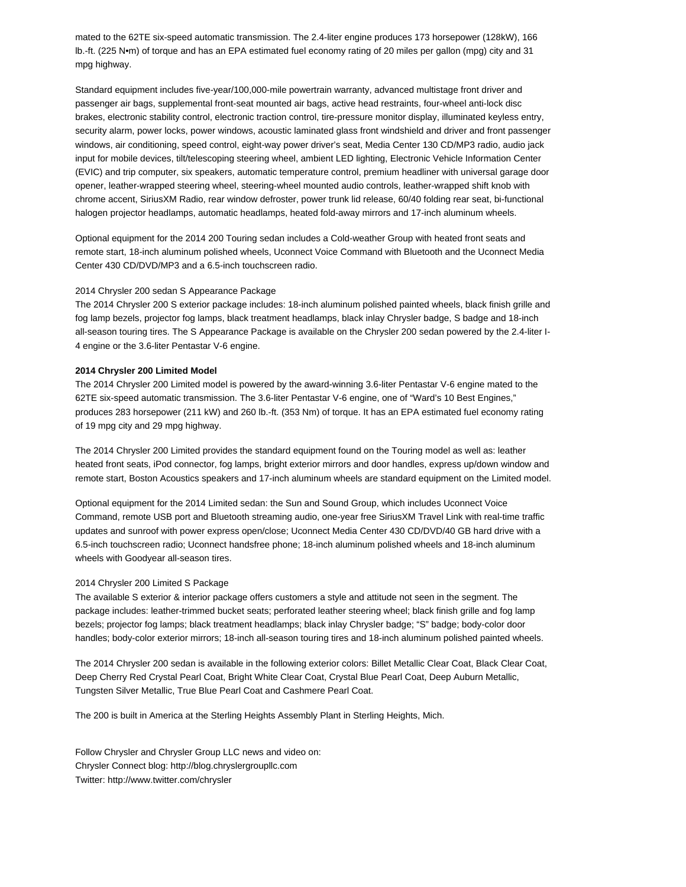mated to the 62TE six-speed automatic transmission. The 2.4-liter engine produces 173 horsepower (128kW), 166 lb.-ft. (225 N•m) of torque and has an EPA estimated fuel economy rating of 20 miles per gallon (mpg) city and 31 mpg highway.

Standard equipment includes five-year/100,000-mile powertrain warranty, advanced multistage front driver and passenger air bags, supplemental front-seat mounted air bags, active head restraints, four-wheel anti-lock disc brakes, electronic stability control, electronic traction control, tire-pressure monitor display, illuminated keyless entry, security alarm, power locks, power windows, acoustic laminated glass front windshield and driver and front passenger windows, air conditioning, speed control, eight-way power driver's seat, Media Center 130 CD/MP3 radio, audio jack input for mobile devices, tilt/telescoping steering wheel, ambient LED lighting, Electronic Vehicle Information Center (EVIC) and trip computer, six speakers, automatic temperature control, premium headliner with universal garage door opener, leather-wrapped steering wheel, steering-wheel mounted audio controls, leather-wrapped shift knob with chrome accent, SiriusXM Radio, rear window defroster, power trunk lid release, 60/40 folding rear seat, bi-functional halogen projector headlamps, automatic headlamps, heated fold-away mirrors and 17-inch aluminum wheels.

Optional equipment for the 2014 200 Touring sedan includes a Cold-weather Group with heated front seats and remote start, 18-inch aluminum polished wheels, Uconnect Voice Command with Bluetooth and the Uconnect Media Center 430 CD/DVD/MP3 and a 6.5-inch touchscreen radio.

2014 Chrysler 200 sedan S Appearance Package
The 2014 Chrysler 200 S exterior package includes: 18-inch aluminum polished painted wheels, black finish grille and fog lamp bezels, projector fog lamps, black treatment headlamps, black inlay Chrysler badge, S badge and 18-inch all-season touring tires. The S Appearance Package is available on the Chrysler 200 sedan powered by the 2.4-liter I-4 engine or the 3.6-liter Pentastar V-6 engine.

**2014 Chrysler 200 Limited Model**
The 2014 Chrysler 200 Limited model is powered by the award-winning 3.6-liter Pentastar V-6 engine mated to the 62TE six-speed automatic transmission. The 3.6-liter Pentastar V-6 engine, one of "Ward's 10 Best Engines," produces 283 horsepower (211 kW) and 260 lb.-ft. (353 Nm) of torque. It has an EPA estimated fuel economy rating of 19 mpg city and 29 mpg highway.

The 2014 Chrysler 200 Limited provides the standard equipment found on the Touring model as well as: leather heated front seats, iPod connector, fog lamps, bright exterior mirrors and door handles, express up/down window and remote start, Boston Acoustics speakers and 17-inch aluminum wheels are standard equipment on the Limited model.

Optional equipment for the 2014 Limited sedan: the Sun and Sound Group, which includes Uconnect Voice Command, remote USB port and Bluetooth streaming audio, one-year free SiriusXM Travel Link with real-time traffic updates and sunroof with power express open/close; Uconnect Media Center 430 CD/DVD/40 GB hard drive with a 6.5-inch touchscreen radio; Uconnect handsfree phone; 18-inch aluminum polished wheels and 18-inch aluminum wheels with Goodyear all-season tires.

2014 Chrysler 200 Limited S Package
The available S exterior & interior package offers customers a style and attitude not seen in the segment. The package includes: leather-trimmed bucket seats; perforated leather steering wheel; black finish grille and fog lamp bezels; projector fog lamps; black treatment headlamps; black inlay Chrysler badge; "S" badge; body-color door handles; body-color exterior mirrors; 18-inch all-season touring tires and 18-inch aluminum polished painted wheels.

The 2014 Chrysler 200 sedan is available in the following exterior colors: Billet Metallic Clear Coat, Black Clear Coat, Deep Cherry Red Crystal Pearl Coat, Bright White Clear Coat, Crystal Blue Pearl Coat, Deep Auburn Metallic, Tungsten Silver Metallic, True Blue Pearl Coat and Cashmere Pearl Coat.

The 200 is built in America at the Sterling Heights Assembly Plant in Sterling Heights, Mich.

Follow Chrysler and Chrysler Group LLC news and video on:
Chrysler Connect blog: http://blog.chryslergroupllc.com
Twitter: http://www.twitter.com/chrysler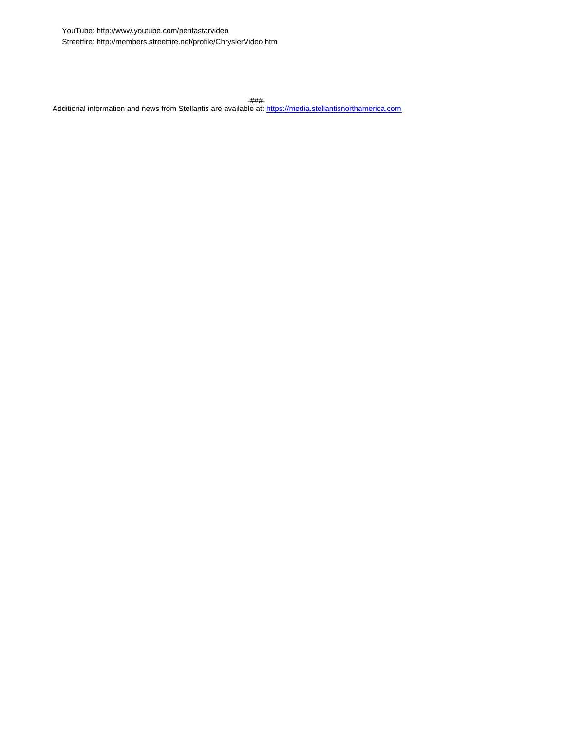YouTube: http://www.youtube.com/pentastarvideo

Streetfire: http://members.streetfire.net/profile/ChryslerVideo.htm

-###-

Additional information and news from Stellantis are available at: [https://media.stellantisnorthamerica.com](https://media.stellantisnorthamerica.com)